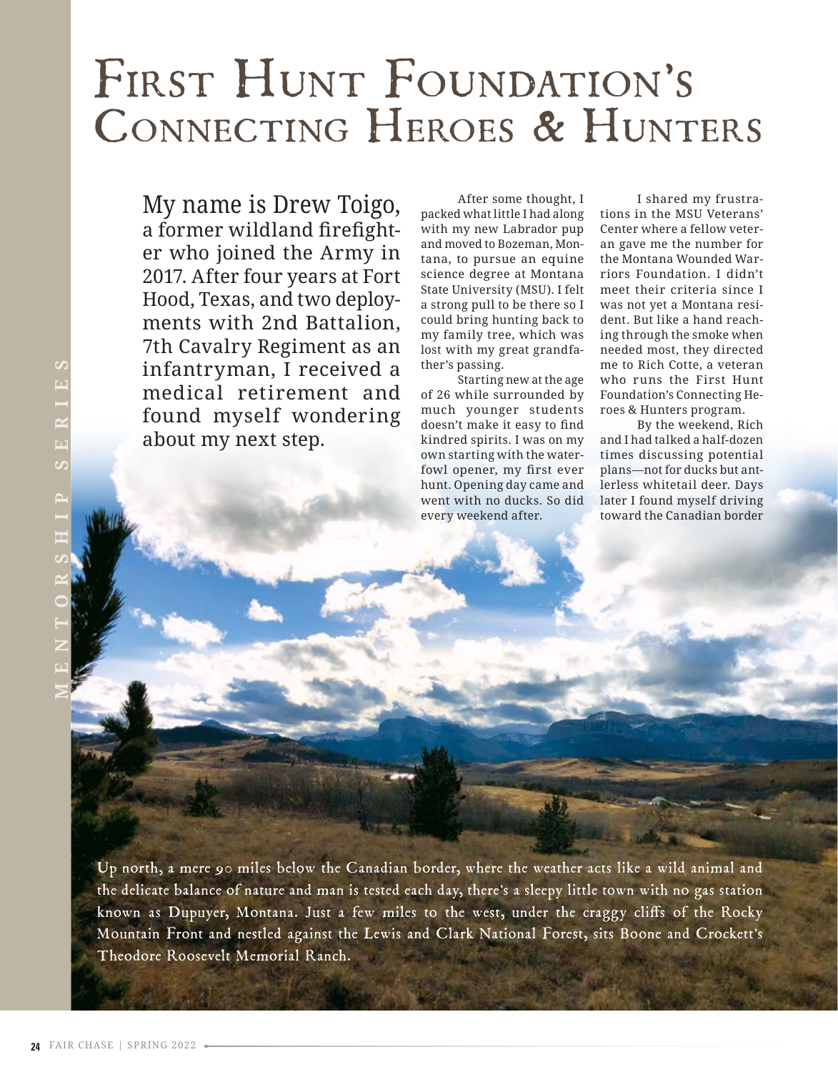# First Hunt Foundation's Connecting Heroes & Hunters

MENTORSHIP SERIES

My name is Drew Toigo, a former wildland firefighter who joined the Army in 2017. After four years at Fort Hood, Texas, and two deployments with 2nd Battalion, 7th Cavalry Regiment as an infantryman, I received a medical retirement and found myself wondering about my next step.

After some thought, I packed what little I had along with my new Labrador pup and moved to Bozeman, Montana, to pursue an equine science degree at Montana State University (MSU). I felt a strong pull to be there so I could bring hunting back to my family tree, which was lost with my great grandfather's passing.

Starting new at the age of 26 while surrounded by much younger students doesn't make it easy to find kindred spirits. I was on my own starting with the waterfowl opener, my first ever hunt. Opening day came and went with no ducks. So did every weekend after.

I shared my frustrations in the MSU Veterans' Center where a fellow veteran gave me the number for the Montana Wounded Warriors Foundation. I didn't meet their criteria since I was not yet a Montana resident. But like a hand reaching through the smoke when needed most, they directed me to Rich Cotte, a veteran who runs the First Hunt Foundation's Connecting Heroes & Hunters program.

By the weekend, Rich and I had talked a half-dozen times discussing potential plans—not for ducks but antlerless whitetail deer. Days later I found myself driving toward the Canadian border

Up north, a mere 90 miles below the Canadian border, where the weather acts like a wild animal and the delicate balance of nature and man is tested each day, there's a sleepy little town with no gas station known as Dupuyer, Montana. Just a few miles to the west, under the craggy cliffs of the Rocky Mountain Front and nestled against the Lewis and Clark National Forest, sits Boone and Crockett's Theodore Roosevelt Memorial Ranch.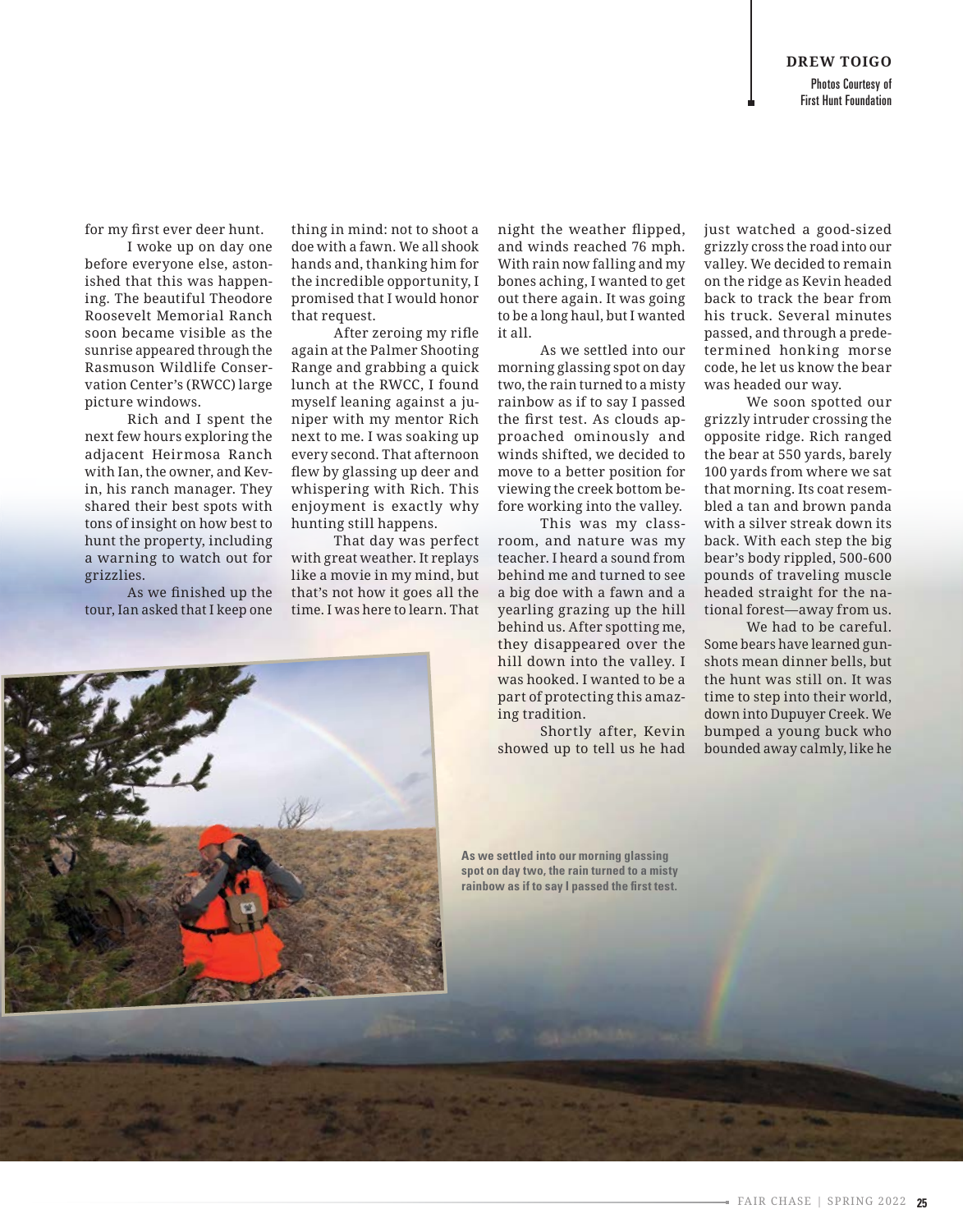**DREW TOIGO**

Photos Courtesy of First Hunt Foundation

for my first ever deer hunt.

I woke up on day one before everyone else, astonished that this was happening. The beautiful Theodore Roosevelt Memorial Ranch soon became visible as the sunrise appeared through the Rasmuson Wildlife Conservation Center's (RWCC) large picture windows.

Rich and I spent the next few hours exploring the adjacent Heirmosa Ranch with Ian, the owner, and Kevin, his ranch manager. They shared their best spots with tons of insight on how best to hunt the property, including a warning to watch out for grizzlies.

As we finished up the tour, Ian asked that I keep one thing in mind: not to shoot a doe with a fawn. We all shook hands and, thanking him for the incredible opportunity, I promised that I would honor that request.

After zeroing my rifle again at the Palmer Shooting Range and grabbing a quick lunch at the RWCC, I found myself leaning against a juniper with my mentor Rich next to me. I was soaking up every second. That afternoon flew by glassing up deer and whispering with Rich. This enjoyment is exactly why hunting still happens.

That day was perfect with great weather. It replays like a movie in my mind, but that's not how it goes all the time. I was here to learn. That night the weather flipped, and winds reached 76 mph. With rain now falling and my bones aching, I wanted to get out there again. It was going to be a long haul, but I wanted it all.

As we settled into our morning glassing spot on day two, the rain turned to a misty rainbow as if to say I passed the first test. As clouds approached ominously and winds shifted, we decided to move to a better position for viewing the creek bottom before working into the valley.

This was my classroom, and nature was my teacher. I heard a sound from behind me and turned to see a big doe with a fawn and a yearling grazing up the hill behind us. After spotting me, they disappeared over the hill down into the valley. I was hooked. I wanted to be a part of protecting this amazing tradition.

Shortly after, Kevin showed up to tell us he had just watched a good-sized grizzly cross the road into our valley. We decided to remain on the ridge as Kevin headed back to track the bear from his truck. Several minutes passed, and through a predetermined honking morse code, he let us know the bear was headed our way.

We soon spotted our grizzly intruder crossing the opposite ridge. Rich ranged the bear at 550 yards, barely 100 yards from where we sat that morning. Its coat resembled a tan and brown panda with a silver streak down its back. With each step the big bear's body rippled, 500-600 pounds of traveling muscle headed straight for the national forest—away from us.

We had to be careful. Some bears have learned gunshots mean dinner bells, but the hunt was still on. It was time to step into their world, down into Dupuyer Creek. We bumped a young buck who bounded away calmly, like he

**As we settled into our morning glassing spot on day two, the rain turned to a misty rainbow as if to say I passed the first test.**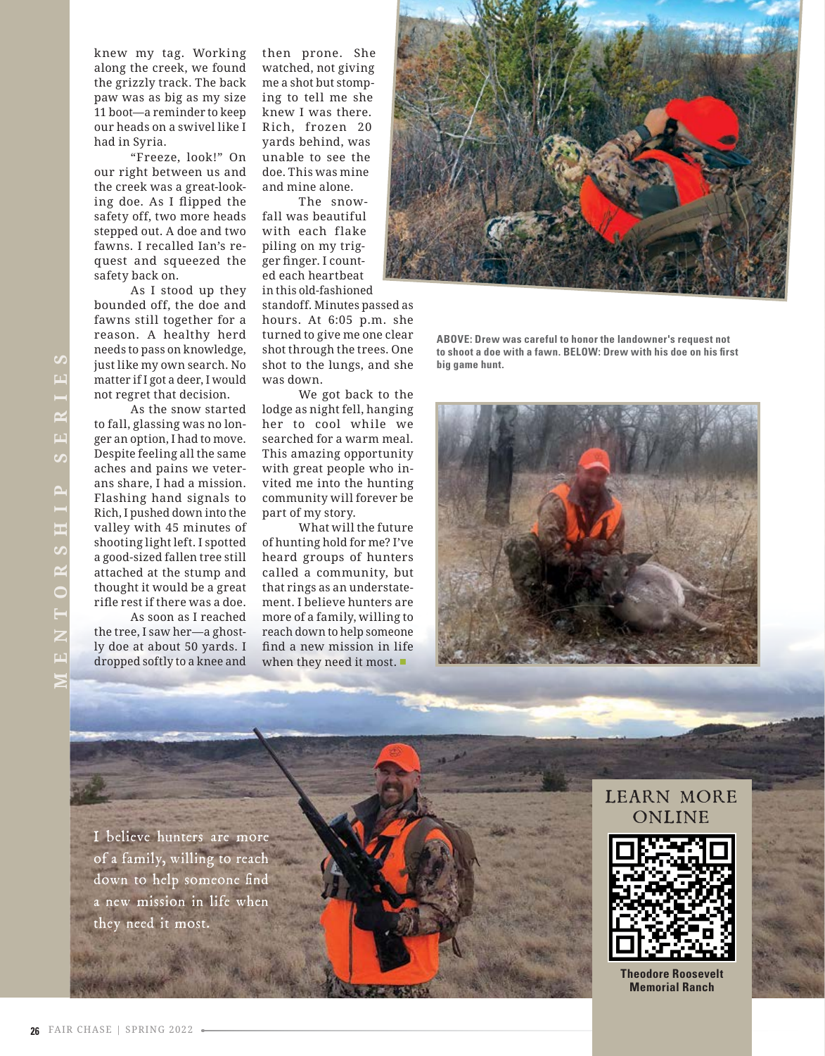knew my tag. Working along the creek, we found the grizzly track. The back paw was as big as my size 11 boot—a reminder to keep our heads on a swivel like I had in Syria.

"Freeze, look!" On our right between us and the creek was a great-looking doe. As I flipped the safety off, two more heads stepped out. A doe and two fawns. I recalled Ian's request and squeezed the safety back on.

As I stood up they bounded off, the doe and fawns still together for a reason. A healthy herd needs to pass on knowledge, just like my own search. No matter if I got a deer, I would not regret that decision.

As the snow started to fall, glassing was no longer an option, I had to move. Despite feeling all the same aches and pains we veterans share, I had a mission. Flashing hand signals to Rich, I pushed down into the valley with 45 minutes of shooting light left. I spotted a good-sized fallen tree still attached at the stump and thought it would be a great rifle rest if there was a doe.

As soon as I reached the tree, I saw her—a ghostly doe at about 50 yards. I dropped softly to a knee and then prone. She watched, not giving me a shot but stomping to tell me she knew I was there. Rich, frozen 20 yards behind, was unable to see the doe. This was mine and mine alone.

The snowfall was beautiful with each flake piling on my trigger finger. I counted each heartbeat in this old-fashioned standoff. Minutes passed as hours. At 6:05 p.m. she turned to give me one clear shot through the trees. One shot to the lungs, and she was down.

We got back to the lodge as night fell, hanging her to cool while we searched for a warm meal. This amazing opportunity with great people who invited me into the hunting community will forever be part of my story.

What will the future of hunting hold for me? I've heard groups of hunters called a community, but that rings as an understatement. I believe hunters are more of a family, willing to reach down to help someone find a new mission in life when they need it most. ■

**ABOVE: Drew was careful to honor the landowner's request not to shoot a doe with a fawn. BELOW: Drew with his doe on his first big game hunt.**

*I believe hunters are more of a family, willing to reach down to help someone find a new mission in life when they need it most.*

LEARN MORE ONLINE

**Theodore Roosevelt Memorial Ranch**